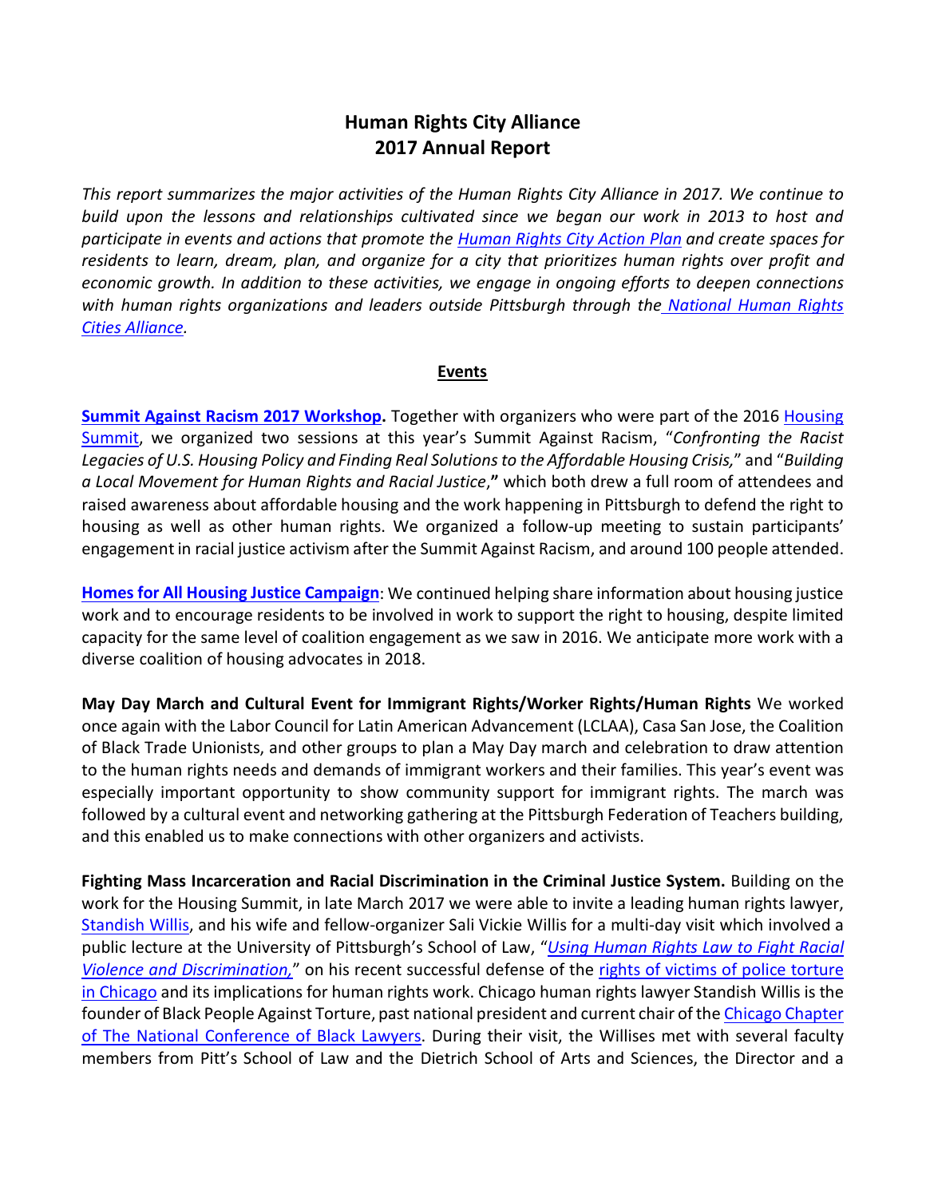# Human Rights City Alliance
# 2017 Annual Report

*This report summarizes the major activities of the Human Rights City Alliance in 2017. We continue to build upon the lessons and relationships cultivated since we began our work in 2013 to host and participate in events and actions that promote the Human Rights City Action Plan and create spaces for residents to learn, dream, plan, and organize for a city that prioritizes human rights over profit and economic growth. In addition to these activities, we engage in ongoing efforts to deepen connections with human rights organizations and leaders outside Pittsburgh through the National Human Rights Cities Alliance.*

## Events

**Summit Against Racism 2017 Workshop.** Together with organizers who were part of the 2016 Housing Summit, we organized two sessions at this year's Summit Against Racism, "*Confronting the Racist Legacies of U.S. Housing Policy and Finding Real Solutions to the Affordable Housing Crisis,*" and "*Building a Local Movement for Human Rights and Racial Justice*,**"** which both drew a full room of attendees and raised awareness about affordable housing and the work happening in Pittsburgh to defend the right to housing as well as other human rights. We organized a follow-up meeting to sustain participants' engagement in racial justice activism after the Summit Against Racism, and around 100 people attended.

**Homes for All Housing Justice Campaign**: We continued helping share information about housing justice work and to encourage residents to be involved in work to support the right to housing, despite limited capacity for the same level of coalition engagement as we saw in 2016. We anticipate more work with a diverse coalition of housing advocates in 2018.

**May Day March and Cultural Event for Immigrant Rights/Worker Rights/Human Rights** We worked once again with the Labor Council for Latin American Advancement (LCLAA), Casa San Jose, the Coalition of Black Trade Unionists, and other groups to plan a May Day march and celebration to draw attention to the human rights needs and demands of immigrant workers and their families. This year's event was especially important opportunity to show community support for immigrant rights. The march was followed by a cultural event and networking gathering at the Pittsburgh Federation of Teachers building, and this enabled us to make connections with other organizers and activists.

**Fighting Mass Incarceration and Racial Discrimination in the Criminal Justice System.** Building on the work for the Housing Summit, in late March 2017 we were able to invite a leading human rights lawyer, Standish Willis, and his wife and fellow-organizer Sali Vickie Willis for a multi-day visit which involved a public lecture at the University of Pittsburgh's School of Law, "*Using Human Rights Law to Fight Racial Violence and Discrimination,*" on his recent successful defense of the rights of victims of police torture in Chicago and its implications for human rights work. Chicago human rights lawyer Standish Willis is the founder of Black People Against Torture, past national president and current chair of the Chicago Chapter of The National Conference of Black Lawyers. During their visit, the Willises met with several faculty members from Pitt's School of Law and the Dietrich School of Arts and Sciences, the Director and a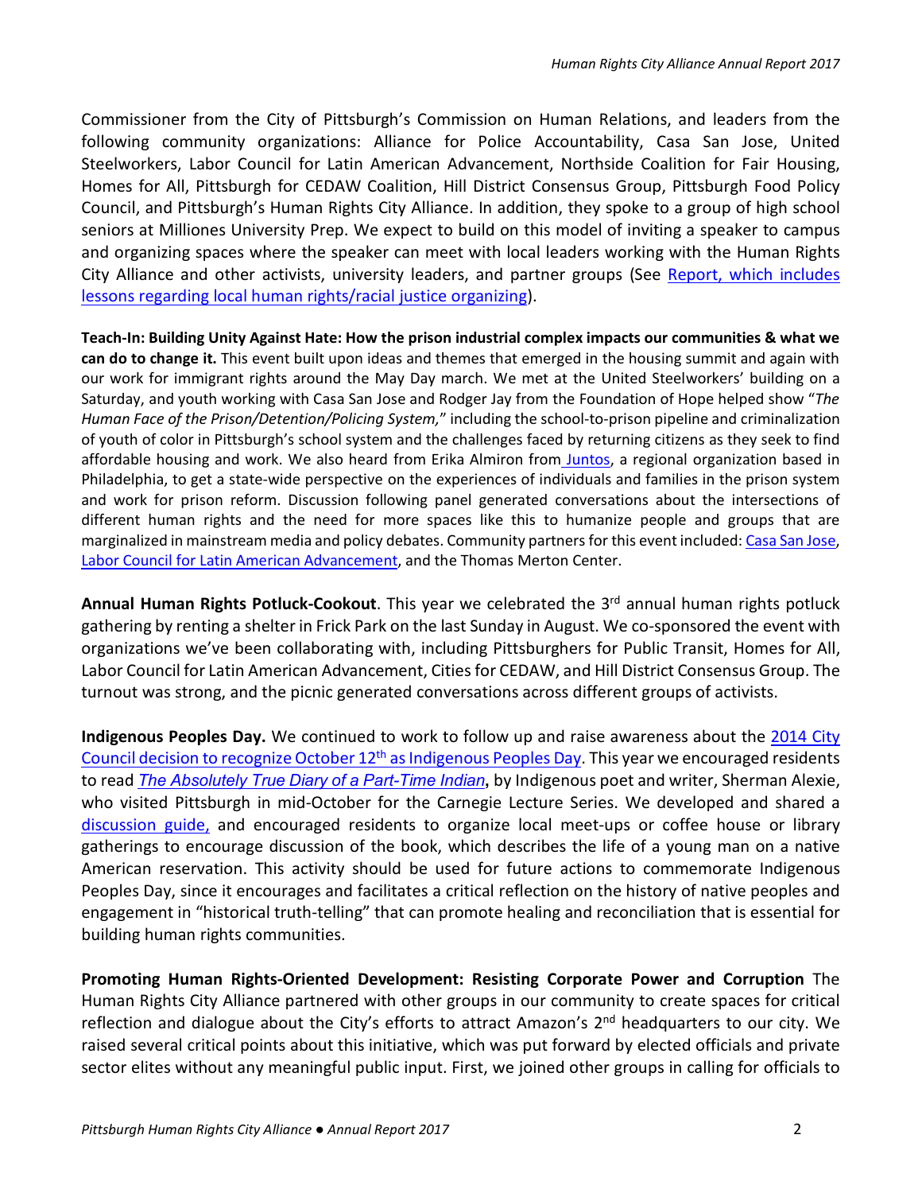Commissioner from the City of Pittsburgh's Commission on Human Relations, and leaders from the following community organizations: Alliance for Police Accountability, Casa San Jose, United Steelworkers, Labor Council for Latin American Advancement, Northside Coalition for Fair Housing, Homes for All, Pittsburgh for CEDAW Coalition, Hill District Consensus Group, Pittsburgh Food Policy Council, and Pittsburgh's Human Rights City Alliance. In addition, they spoke to a group of high school seniors at Milliones University Prep. We expect to build on this model of inviting a speaker to campus and organizing spaces where the speaker can meet with local leaders working with the Human Rights City Alliance and other activists, university leaders, and partner groups (See Report, which includes lessons regarding local human rights/racial justice organizing).

**Teach-In: Building Unity Against Hate: How the prison industrial complex impacts our communities & what we can do to change it.** This event built upon ideas and themes that emerged in the housing summit and again with our work for immigrant rights around the May Day march. We met at the United Steelworkers' building on a Saturday, and youth working with Casa San Jose and Rodger Jay from the Foundation of Hope helped show "*The Human Face of the Prison/Detention/Policing System,*" including the school-to-prison pipeline and criminalization of youth of color in Pittsburgh's school system and the challenges faced by returning citizens as they seek to find affordable housing and work. We also heard from Erika Almiron from Juntos, a regional organization based in Philadelphia, to get a state-wide perspective on the experiences of individuals and families in the prison system and work for prison reform. Discussion following panel generated conversations about the intersections of different human rights and the need for more spaces like this to humanize people and groups that are marginalized in mainstream media and policy debates. Community partners for this event included: Casa San Jose, Labor Council for Latin American Advancement, and the Thomas Merton Center.

**Annual Human Rights Potluck-Cookout**. This year we celebrated the 3rd annual human rights potluck gathering by renting a shelter in Frick Park on the last Sunday in August. We co-sponsored the event with organizations we've been collaborating with, including Pittsburghers for Public Transit, Homes for All, Labor Council for Latin American Advancement, Cities for CEDAW, and Hill District Consensus Group. The turnout was strong, and the picnic generated conversations across different groups of activists.

**Indigenous Peoples Day.** We continued to work to follow up and raise awareness about the 2014 City Council decision to recognize October 12th as Indigenous Peoples Day. This year we encouraged residents to read ***The Absolutely True Diary of a Part-Time Indian***, by Indigenous poet and writer, Sherman Alexie, who visited Pittsburgh in mid-October for the Carnegie Lecture Series. We developed and shared a discussion guide, and encouraged residents to organize local meet-ups or coffee house or library gatherings to encourage discussion of the book, which describes the life of a young man on a native American reservation. This activity should be used for future actions to commemorate Indigenous Peoples Day, since it encourages and facilitates a critical reflection on the history of native peoples and engagement in "historical truth-telling" that can promote healing and reconciliation that is essential for building human rights communities.

**Promoting Human Rights-Oriented Development: Resisting Corporate Power and Corruption** The Human Rights City Alliance partnered with other groups in our community to create spaces for critical reflection and dialogue about the City's efforts to attract Amazon's 2nd headquarters to our city. We raised several critical points about this initiative, which was put forward by elected officials and private sector elites without any meaningful public input. First, we joined other groups in calling for officials to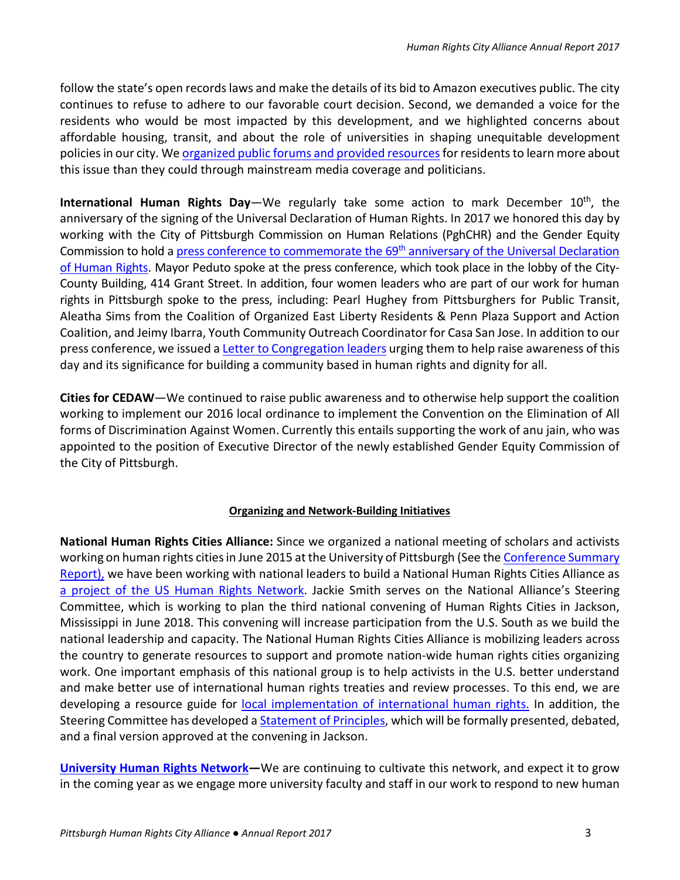follow the state's open records laws and make the details of its bid to Amazon executives public. The city continues to refuse to adhere to our favorable court decision. Second, we demanded a voice for the residents who would be most impacted by this development, and we highlighted concerns about affordable housing, transit, and about the role of universities in shaping unequitable development policies in our city. We organized public forums and provided resources for residents to learn more about this issue than they could through mainstream media coverage and politicians.

**International Human Rights Day**—We regularly take some action to mark December 10th, the anniversary of the signing of the Universal Declaration of Human Rights. In 2017 we honored this day by working with the City of Pittsburgh Commission on Human Relations (PghCHR) and the Gender Equity Commission to hold a press conference to commemorate the 69th anniversary of the Universal Declaration of Human Rights. Mayor Peduto spoke at the press conference, which took place in the lobby of the City-County Building, 414 Grant Street. In addition, four women leaders who are part of our work for human rights in Pittsburgh spoke to the press, including: Pearl Hughey from Pittsburghers for Public Transit, Aleatha Sims from the Coalition of Organized East Liberty Residents & Penn Plaza Support and Action Coalition, and Jeimy Ibarra, Youth Community Outreach Coordinator for Casa San Jose. In addition to our press conference, we issued a Letter to Congregation leaders urging them to help raise awareness of this day and its significance for building a community based in human rights and dignity for all.

**Cities for CEDAW**—We continued to raise public awareness and to otherwise help support the coalition working to implement our 2016 local ordinance to implement the Convention on the Elimination of All forms of Discrimination Against Women. Currently this entails supporting the work of anu jain, who was appointed to the position of Executive Director of the newly established Gender Equity Commission of the City of Pittsburgh.

## Organizing and Network-Building Initiatives

**National Human Rights Cities Alliance:** Since we organized a national meeting of scholars and activists working on human rights cities in June 2015 at the University of Pittsburgh (See the Conference Summary Report), we have been working with national leaders to build a National Human Rights Cities Alliance as a project of the US Human Rights Network. Jackie Smith serves on the National Alliance's Steering Committee, which is working to plan the third national convening of Human Rights Cities in Jackson, Mississippi in June 2018. This convening will increase participation from the U.S. South as we build the national leadership and capacity. The National Human Rights Cities Alliance is mobilizing leaders across the country to generate resources to support and promote nation-wide human rights cities organizing work. One important emphasis of this national group is to help activists in the U.S. better understand and make better use of international human rights treaties and review processes. To this end, we are developing a resource guide for local implementation of international human rights. In addition, the Steering Committee has developed a Statement of Principles, which will be formally presented, debated, and a final version approved at the convening in Jackson.

**University Human Rights Network**—We are continuing to cultivate this network, and expect it to grow in the coming year as we engage more university faculty and staff in our work to respond to new human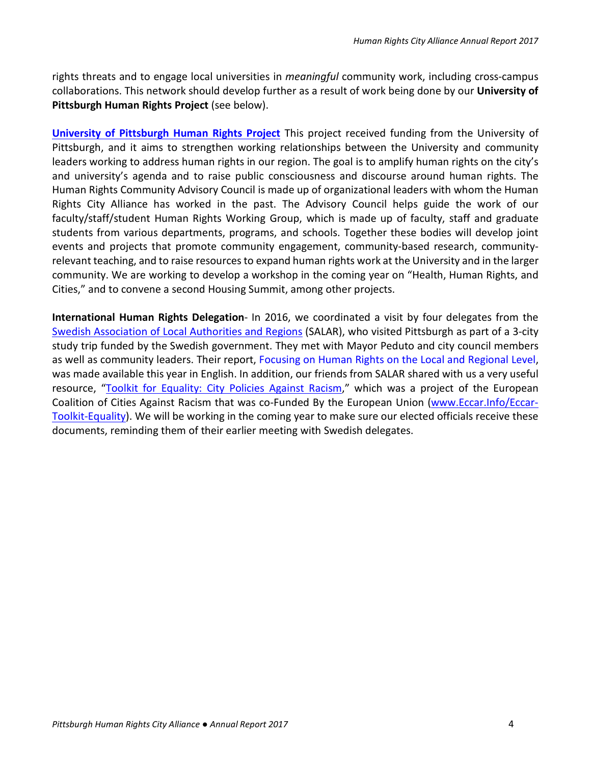rights threats and to engage local universities in *meaningful* community work, including cross-campus collaborations. This network should develop further as a result of work being done by our **University of Pittsburgh Human Rights Project** (see below).

**University of Pittsburgh Human Rights Project** This project received funding from the University of Pittsburgh, and it aims to strengthen working relationships between the University and community leaders working to address human rights in our region. The goal is to amplify human rights on the city's and university's agenda and to raise public consciousness and discourse around human rights. The Human Rights Community Advisory Council is made up of organizational leaders with whom the Human Rights City Alliance has worked in the past. The Advisory Council helps guide the work of our faculty/staff/student Human Rights Working Group, which is made up of faculty, staff and graduate students from various departments, programs, and schools. Together these bodies will develop joint events and projects that promote community engagement, community-based research, community-relevant teaching, and to raise resources to expand human rights work at the University and in the larger community. We are working to develop a workshop in the coming year on "Health, Human Rights, and Cities," and to convene a second Housing Summit, among other projects.

**International Human Rights Delegation**- In 2016, we coordinated a visit by four delegates from the Swedish Association of Local Authorities and Regions (SALAR), who visited Pittsburgh as part of a 3-city study trip funded by the Swedish government. They met with Mayor Peduto and city council members as well as community leaders. Their report, Focusing on Human Rights on the Local and Regional Level, was made available this year in English. In addition, our friends from SALAR shared with us a very useful resource, "Toolkit for Equality: City Policies Against Racism," which was a project of the European Coalition of Cities Against Racism that was co-Funded By the European Union (www.Eccar.Info/Eccar-Toolkit-Equality). We will be working in the coming year to make sure our elected officials receive these documents, reminding them of their earlier meeting with Swedish delegates.